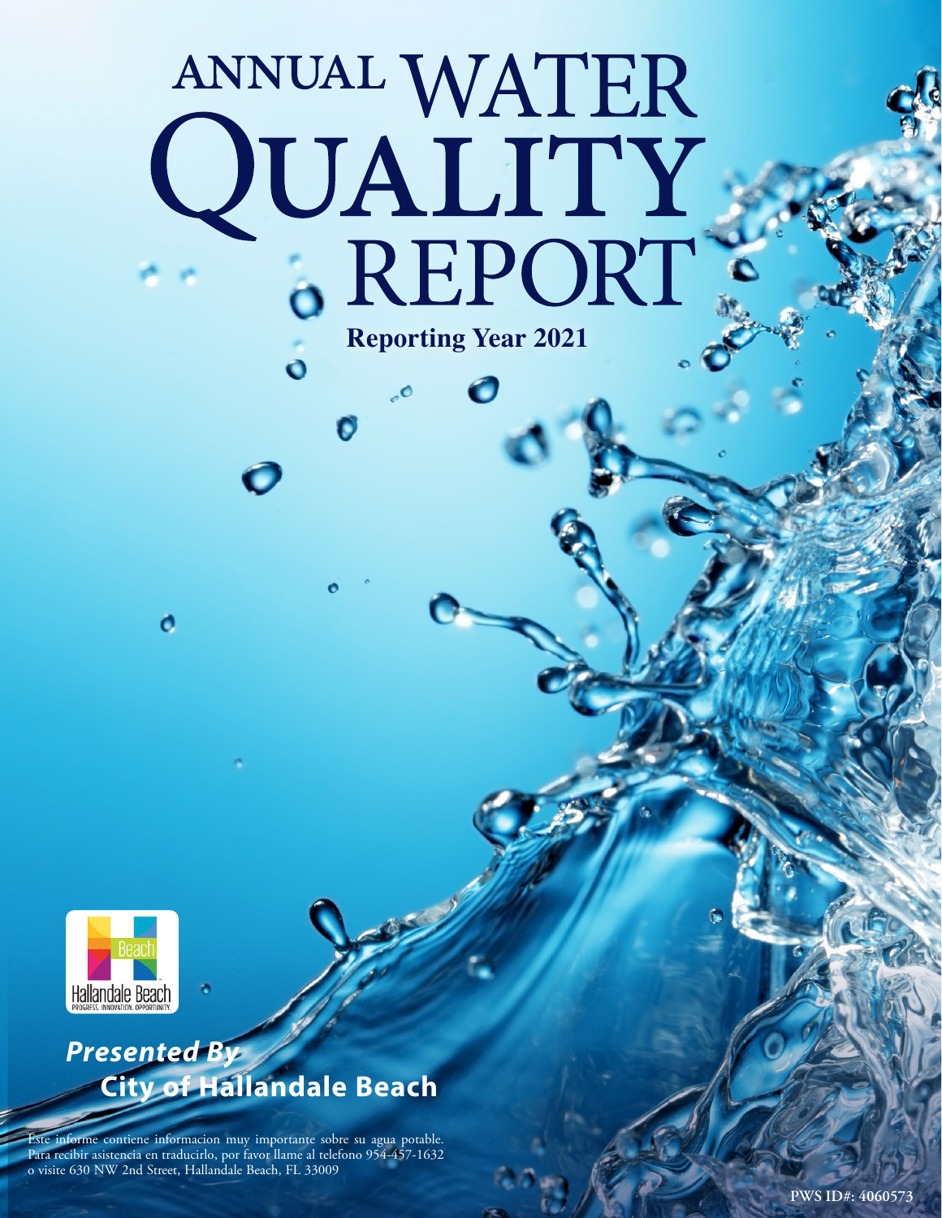# ANNUAL WATER QUALITY REPORT

**Reporting Year 2021**

***Presented By***
**City of Hallandale Beach**

Este informe contiene informacion muy importante sobre su agua potable. Para recibir asistencia en traducirlo, por favor llame al telefono 954-457-1632 o visite 630 NW 2nd Street, Hallandale Beach, FL 33009

**PWS ID#: 4060573**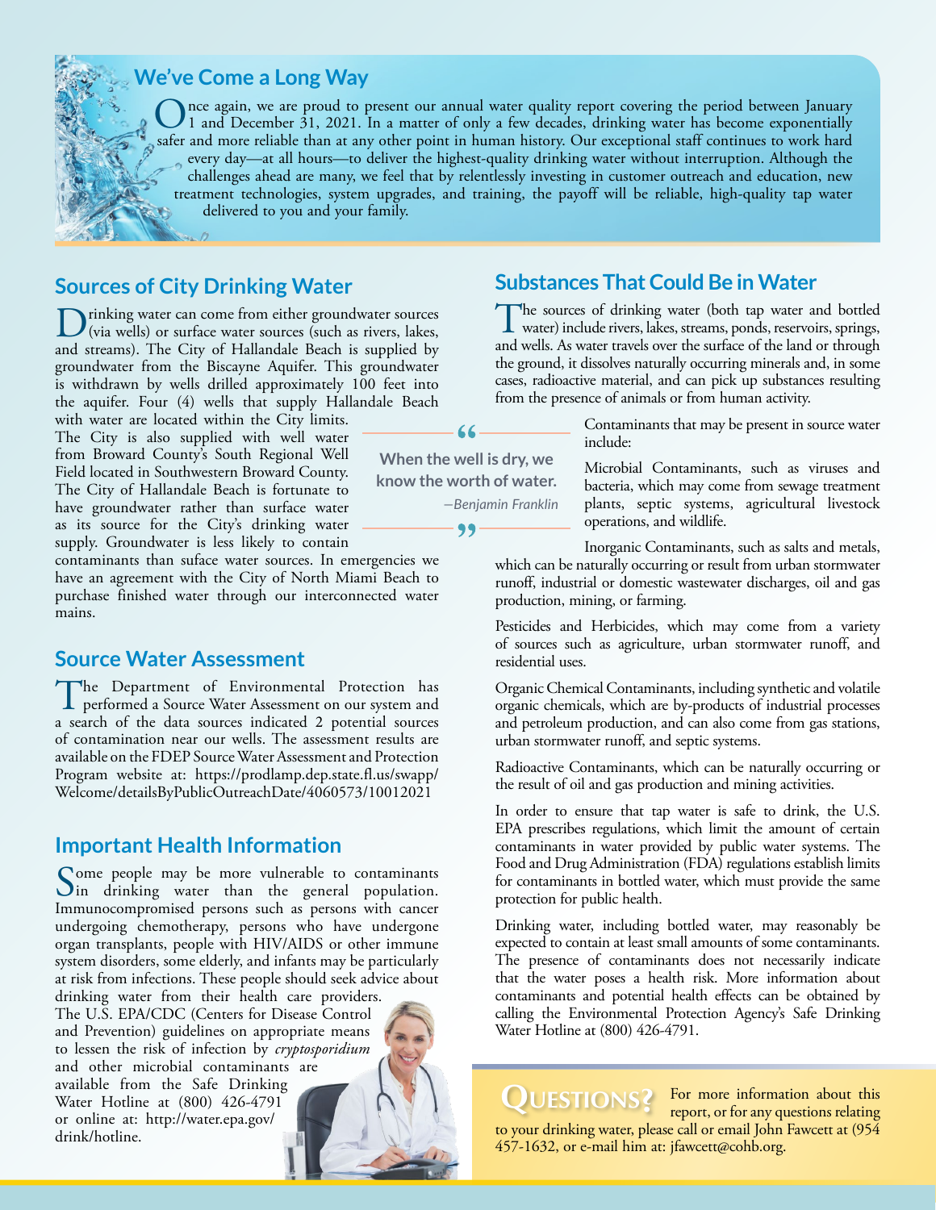## We've Come a Long Way

Once again, we are proud to present our annual water quality report covering the period between January 1 and December 31, 2021. In a matter of only a few decades, drinking water has become exponentially safer and more reliable than at any other point in human history. Our exceptional staff continues to work hard every day—at all hours—to deliver the highest-quality drinking water without interruption. Although the challenges ahead are many, we feel that by relentlessly investing in customer outreach and education, new treatment technologies, system upgrades, and training, the payoff will be reliable, high-quality tap water delivered to you and your family.

## Sources of City Drinking Water

Drinking water can come from either groundwater sources (via wells) or surface water sources (such as rivers, lakes, and streams). The City of Hallandale Beach is supplied by groundwater from the Biscayne Aquifer. This groundwater is withdrawn by wells drilled approximately 100 feet into the aquifer. Four (4) wells that supply Hallandale Beach with water are located within the City limits. The City is also supplied with well water from Broward County's South Regional Well Field located in Southwestern Broward County. The City of Hallandale Beach is fortunate to have groundwater rather than surface water as its source for the City's drinking water supply. Groundwater is less likely to contain contaminants than suface water sources. In emergencies we have an agreement with the City of North Miami Beach to purchase finished water through our interconnected water mains.

> "When the well is dry, we know the worth of water."
>
> —*Benjamin Franklin*

## Source Water Assessment

The Department of Environmental Protection has performed a Source Water Assessment on our system and a search of the data sources indicated 2 potential sources of contamination near our wells. The assessment results are available on the FDEP Source Water Assessment and Protection Program website at: https://prodlamp.dep.state.fl.us/swapp/Welcome/detailsByPublicOutreachDate/4060573/10012021

## Important Health Information

Some people may be more vulnerable to contaminants in drinking water than the general population. Immunocompromised persons such as persons with cancer undergoing chemotherapy, persons who have undergone organ transplants, people with HIV/AIDS or other immune system disorders, some elderly, and infants may be particularly at risk from infections. These people should seek advice about drinking water from their health care providers. The U.S. EPA/CDC (Centers for Disease Control and Prevention) guidelines on appropriate means to lessen the risk of infection by *cryptosporidium* and other microbial contaminants are available from the Safe Drinking Water Hotline at (800) 426-4791 or online at: http://water.epa.gov/drink/hotline.

## Substances That Could Be in Water

The sources of drinking water (both tap water and bottled water) include rivers, lakes, streams, ponds, reservoirs, springs, and wells. As water travels over the surface of the land or through the ground, it dissolves naturally occurring minerals and, in some cases, radioactive material, and can pick up substances resulting from the presence of animals or from human activity.

Contaminants that may be present in source water include:

Microbial Contaminants, such as viruses and bacteria, which may come from sewage treatment plants, septic systems, agricultural livestock operations, and wildlife.

Inorganic Contaminants, such as salts and metals, which can be naturally occurring or result from urban stormwater runoff, industrial or domestic wastewater discharges, oil and gas production, mining, or farming.

Pesticides and Herbicides, which may come from a variety of sources such as agriculture, urban stormwater runoff, and residential uses.

Organic Chemical Contaminants, including synthetic and volatile organic chemicals, which are by-products of industrial processes and petroleum production, and can also come from gas stations, urban stormwater runoff, and septic systems.

Radioactive Contaminants, which can be naturally occurring or the result of oil and gas production and mining activities.

In order to ensure that tap water is safe to drink, the U.S. EPA prescribes regulations, which limit the amount of certain contaminants in water provided by public water systems. The Food and Drug Administration (FDA) regulations establish limits for contaminants in bottled water, which must provide the same protection for public health.

Drinking water, including bottled water, may reasonably be expected to contain at least small amounts of some contaminants. The presence of contaminants does not necessarily indicate that the water poses a health risk. More information about contaminants and potential health effects can be obtained by calling the Environmental Protection Agency's Safe Drinking Water Hotline at (800) 426-4791.

## Questions?

For more information about this report, or for any questions relating to your drinking water, please call or email John Fawcett at (954 457-1632, or e-mail him at: jfawcett@cohb.org.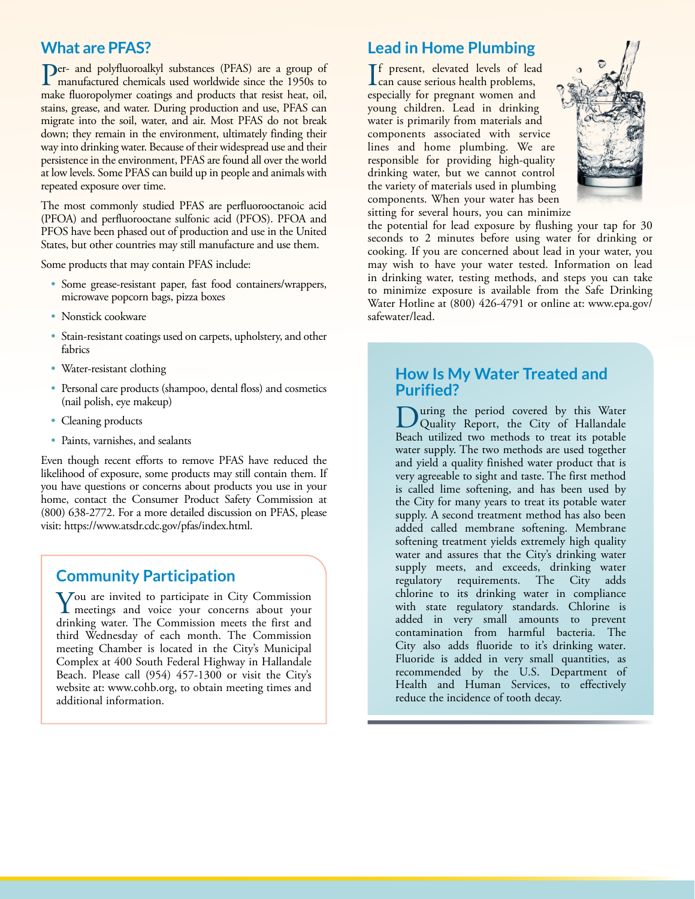## What are PFAS?

Per- and polyfluoroalkyl substances (PFAS) are a group of manufactured chemicals used worldwide since the 1950s to make fluoropolymer coatings and products that resist heat, oil, stains, grease, and water. During production and use, PFAS can migrate into the soil, water, and air. Most PFAS do not break down; they remain in the environment, ultimately finding their way into drinking water. Because of their widespread use and their persistence in the environment, PFAS are found all over the world at low levels. Some PFAS can build up in people and animals with repeated exposure over time.

The most commonly studied PFAS are perfluorooctanoic acid (PFOA) and perfluorooctane sulfonic acid (PFOS). PFOA and PFOS have been phased out of production and use in the United States, but other countries may still manufacture and use them.

Some products that may contain PFAS include:

- Some grease-resistant paper, fast food containers/wrappers, microwave popcorn bags, pizza boxes
- Nonstick cookware
- Stain-resistant coatings used on carpets, upholstery, and other fabrics
- Water-resistant clothing
- Personal care products (shampoo, dental floss) and cosmetics (nail polish, eye makeup)
- Cleaning products
- Paints, varnishes, and sealants

Even though recent efforts to remove PFAS have reduced the likelihood of exposure, some products may still contain them. If you have questions or concerns about products you use in your home, contact the Consumer Product Safety Commission at (800) 638-2772. For a more detailed discussion on PFAS, please visit: https://www.atsdr.cdc.gov/pfas/index.html.

## Community Participation

You are invited to participate in City Commission meetings and voice your concerns about your drinking water. The Commission meets the first and third Wednesday of each month. The Commission meeting Chamber is located in the City's Municipal Complex at 400 South Federal Highway in Hallandale Beach. Please call (954) 457-1300 or visit the City's website at: www.cohb.org, to obtain meeting times and additional information.

## Lead in Home Plumbing

If present, elevated levels of lead can cause serious health problems, especially for pregnant women and young children. Lead in drinking water is primarily from materials and components associated with service lines and home plumbing. We are responsible for providing high-quality drinking water, but we cannot control the variety of materials used in plumbing components. When your water has been sitting for several hours, you can minimize the potential for lead exposure by flushing your tap for 30 seconds to 2 minutes before using water for drinking or cooking. If you are concerned about lead in your water, you may wish to have your water tested. Information on lead in drinking water, testing methods, and steps you can take to minimize exposure is available from the Safe Drinking Water Hotline at (800) 426-4791 or online at: www.epa.gov/safewater/lead.

## How Is My Water Treated and Purified?

During the period covered by this Water Quality Report, the City of Hallandale Beach utilized two methods to treat its potable water supply. The two methods are used together and yield a quality finished water product that is very agreeable to sight and taste. The first method is called lime softening, and has been used by the City for many years to treat its potable water supply. A second treatment method has also been added called membrane softening. Membrane softening treatment yields extremely high quality water and assures that the City's drinking water supply meets, and exceeds, drinking water regulatory requirements. The City adds chlorine to its drinking water in compliance with state regulatory standards. Chlorine is added in very small amounts to prevent contamination from harmful bacteria. The City also adds fluoride to it's drinking water. Fluoride is added in very small quantities, as recommended by the U.S. Department of Health and Human Services, to effectively reduce the incidence of tooth decay.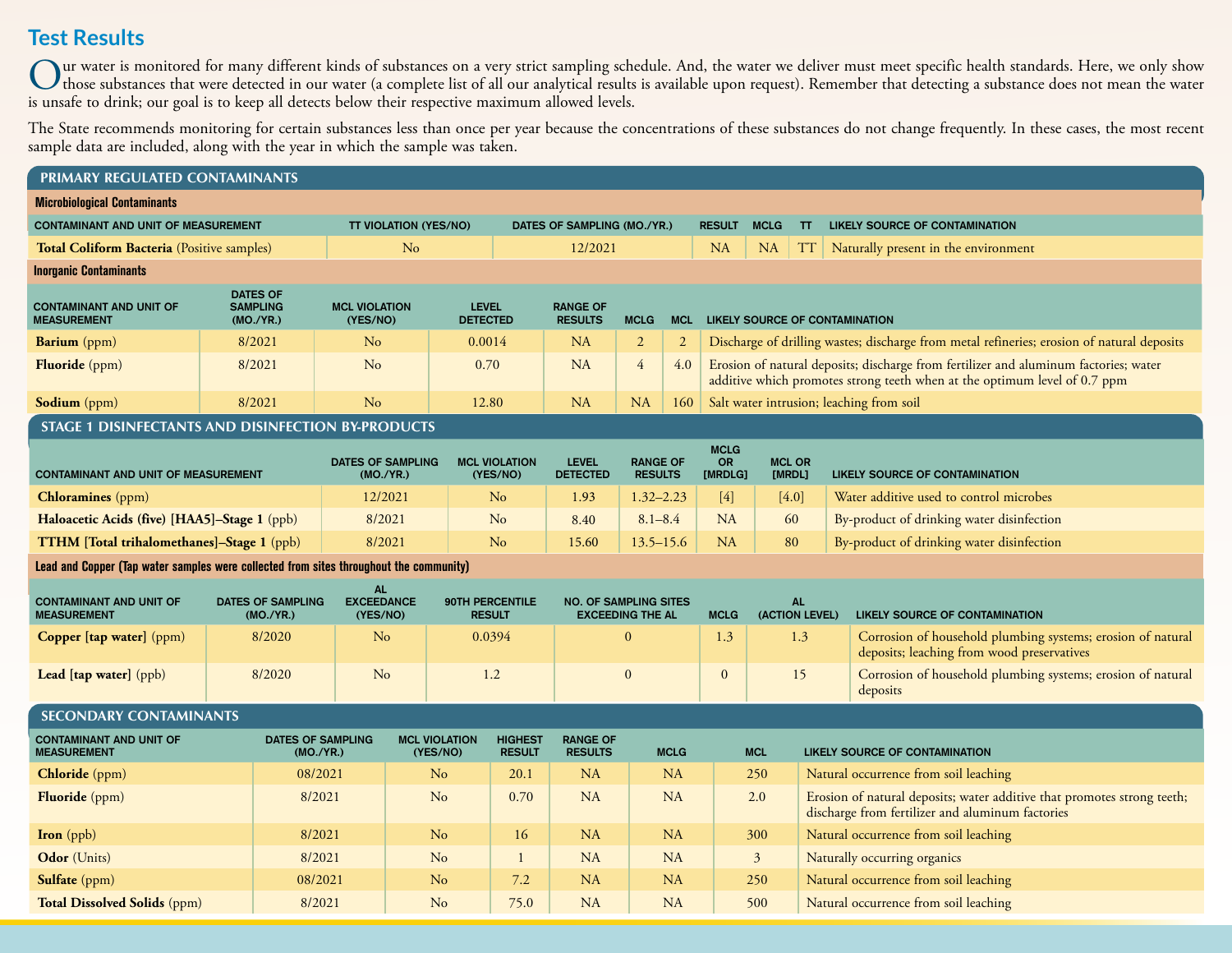# Test Results

Our water is monitored for many different kinds of substances on a very strict sampling schedule. And, the water we deliver must meet specific health standards. Here, we only show those substances that were detected in our water (a complete list of all our analytical results is available upon request). Remember that detecting a substance does not mean the water is unsafe to drink; our goal is to keep all detects below their respective maximum allowed levels.

The State recommends monitoring for certain substances less than once per year because the concentrations of these substances do not change frequently. In these cases, the most recent sample data are included, along with the year in which the sample was taken.

## PRIMARY REGULATED CONTAMINANTS

### Microbiological Contaminants

| CONTAMINANT AND UNIT OF MEASUREMENT | TT VIOLATION (YES/NO) | DATES OF SAMPLING (MO./YR.) | RESULT | MCLG | TT | LIKELY SOURCE OF CONTAMINATION |
|---|---|---|---|---|---|---|
| **Total Coliform Bacteria** (Positive samples) | No | 12/2021 | NA | NA | TT | Naturally present in the environment |

### Inorganic Contaminants

| CONTAMINANT AND UNIT OF MEASUREMENT | DATES OF SAMPLING (MO./YR.) | MCL VIOLATION (YES/NO) | LEVEL DETECTED | RANGE OF RESULTS | MCLG | MCL | LIKELY SOURCE OF CONTAMINATION |
|---|---|---|---|---|---|---|---|
| **Barium** (ppm) | 8/2021 | No | 0.0014 | NA | 2 | 2 | Discharge of drilling wastes; discharge from metal refineries; erosion of natural deposits |
| **Fluoride** (ppm) | 8/2021 | No | 0.70 | NA | 4 | 4.0 | Erosion of natural deposits; discharge from fertilizer and aluminum factories; water additive which promotes strong teeth when at the optimum level of 0.7 ppm |
| **Sodium** (ppm) | 8/2021 | No | 12.80 | NA | NA | 160 | Salt water intrusion; leaching from soil |

## STAGE 1 DISINFECTANTS AND DISINFECTION BY-PRODUCTS

| CONTAMINANT AND UNIT OF MEASUREMENT | DATES OF SAMPLING (MO./YR.) | MCL VIOLATION (YES/NO) | LEVEL DETECTED | RANGE OF RESULTS | MCLG OR [MRDLG] | MCL OR [MRDL] | LIKELY SOURCE OF CONTAMINATION |
|---|---|---|---|---|---|---|---|
| **Chloramines** (ppm) | 12/2021 | No | 1.93 | 1.32–2.23 | [4] | [4.0] | Water additive used to control microbes |
| **Haloacetic Acids (five) [HAA5]–Stage 1** (ppb) | 8/2021 | No | 8.40 | 8.1–8.4 | NA | 60 | By-product of drinking water disinfection |
| **TTHM [Total trihalomethanes]–Stage 1** (ppb) | 8/2021 | No | 15.60 | 13.5–15.6 | NA | 80 | By-product of drinking water disinfection |

### Lead and Copper (Tap water samples were collected from sites throughout the community)

| CONTAMINANT AND UNIT OF MEASUREMENT | DATES OF SAMPLING (MO./YR.) | AL EXCEEDANCE (YES/NO) | 90TH PERCENTILE RESULT | NO. OF SAMPLING SITES EXCEEDING THE AL | MCLG | AL (ACTION LEVEL) | LIKELY SOURCE OF CONTAMINATION |
|---|---|---|---|---|---|---|---|
| **Copper [tap water]** (ppm) | 8/2020 | No | 0.0394 | 0 | 1.3 | 1.3 | Corrosion of household plumbing systems; erosion of natural deposits; leaching from wood preservatives |
| **Lead [tap water]** (ppb) | 8/2020 | No | 1.2 | 0 | 0 | 15 | Corrosion of household plumbing systems; erosion of natural deposits |

## SECONDARY CONTAMINANTS

| CONTAMINANT AND UNIT OF MEASUREMENT | DATES OF SAMPLING (MO./YR.) | MCL VIOLATION (YES/NO) | HIGHEST RESULT | RANGE OF RESULTS | MCLG | MCL | LIKELY SOURCE OF CONTAMINATION |
|---|---|---|---|---|---|---|---|
| **Chloride** (ppm) | 08/2021 | No | 20.1 | NA | NA | 250 | Natural occurrence from soil leaching |
| **Fluoride** (ppm) | 8/2021 | No | 0.70 | NA | NA | 2.0 | Erosion of natural deposits; water additive that promotes strong teeth; discharge from fertilizer and aluminum factories |
| **Iron** (ppb) | 8/2021 | No | 16 | NA | NA | 300 | Natural occurrence from soil leaching |
| **Odor** (Units) | 8/2021 | No | 1 | NA | NA | 3 | Naturally occurring organics |
| **Sulfate** (ppm) | 08/2021 | No | 7.2 | NA | NA | 250 | Natural occurrence from soil leaching |
| **Total Dissolved Solids** (ppm) | 8/2021 | No | 75.0 | NA | NA | 500 | Natural occurrence from soil leaching |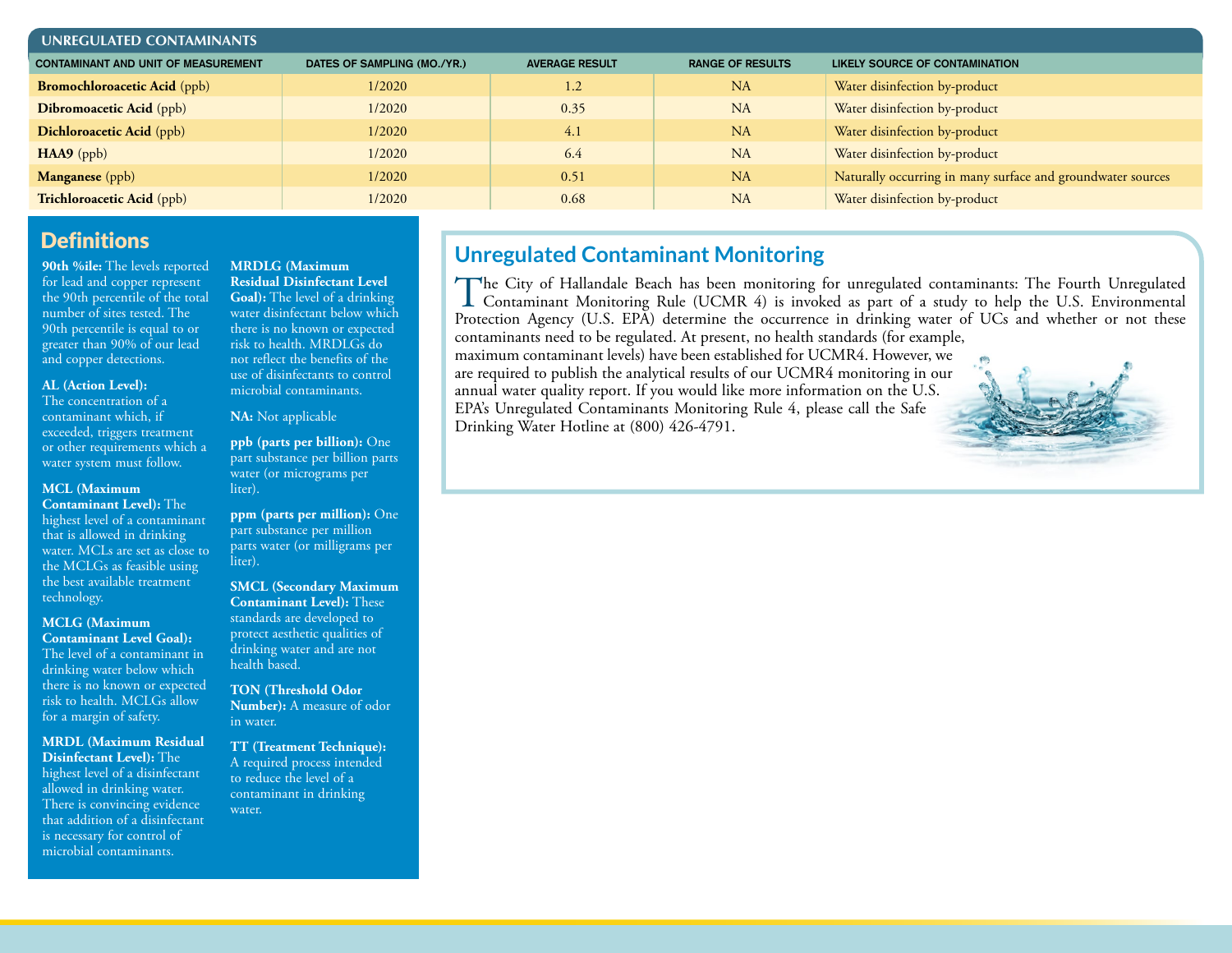## UNREGULATED CONTAMINANTS

| CONTAMINANT AND UNIT OF MEASUREMENT | DATES OF SAMPLING (MO./YR.) | AVERAGE RESULT | RANGE OF RESULTS | LIKELY SOURCE OF CONTAMINATION |
|---|---|---|---|---|
| **Bromochloroacetic Acid** (ppb) | 1/2020 | 1.2 | NA | Water disinfection by-product |
| **Dibromoacetic Acid** (ppb) | 1/2020 | 0.35 | NA | Water disinfection by-product |
| **Dichloroacetic Acid** (ppb) | 1/2020 | 4.1 | NA | Water disinfection by-product |
| **HAA9** (ppb) | 1/2020 | 6.4 | NA | Water disinfection by-product |
| **Manganese** (ppb) | 1/2020 | 0.51 | NA | Naturally occurring in many surface and groundwater sources |
| **Trichloroacetic Acid** (ppb) | 1/2020 | 0.68 | NA | Water disinfection by-product |

## Definitions

**90th %ile:** The levels reported for lead and copper represent the 90th percentile of the total number of sites tested. The 90th percentile is equal to or greater than 90% of our lead and copper detections.

**AL (Action Level):** The concentration of a contaminant which, if exceeded, triggers treatment or other requirements which a water system must follow.

**MCL (Maximum Contaminant Level):** The highest level of a contaminant that is allowed in drinking water. MCLs are set as close to the MCLGs as feasible using the best available treatment technology.

**MCLG (Maximum Contaminant Level Goal):** The level of a contaminant in drinking water below which there is no known or expected risk to health. MCLGs allow for a margin of safety.

**MRDL (Maximum Residual Disinfectant Level):** The highest level of a disinfectant allowed in drinking water. There is convincing evidence that addition of a disinfectant is necessary for control of microbial contaminants.

**MRDLG (Maximum Residual Disinfectant Level Goal):** The level of a drinking water disinfectant below which there is no known or expected risk to health. MRDLGs do not reflect the benefits of the use of disinfectants to control microbial contaminants.

**NA:** Not applicable

**ppb (parts per billion):** One part substance per billion parts water (or micrograms per liter).

**ppm (parts per million):** One part substance per million parts water (or milligrams per liter).

**SMCL (Secondary Maximum Contaminant Level):** These standards are developed to protect aesthetic qualities of drinking water and are not health based.

**TON (Threshold Odor Number):** A measure of odor in water.

**TT (Treatment Technique):** A required process intended to reduce the level of a contaminant in drinking water.

## Unregulated Contaminant Monitoring

The City of Hallandale Beach has been monitoring for unregulated contaminants: The Fourth Unregulated Contaminant Monitoring Rule (UCMR 4) is invoked as part of a study to help the U.S. Environmental Protection Agency (U.S. EPA) determine the occurrence in drinking water of UCs and whether or not these contaminants need to be regulated. At present, no health standards (for example, maximum contaminant levels) have been established for UCMR4. However, we are required to publish the analytical results of our UCMR4 monitoring in our annual water quality report. If you would like more information on the U.S. EPA's Unregulated Contaminants Monitoring Rule 4, please call the Safe Drinking Water Hotline at (800) 426-4791.